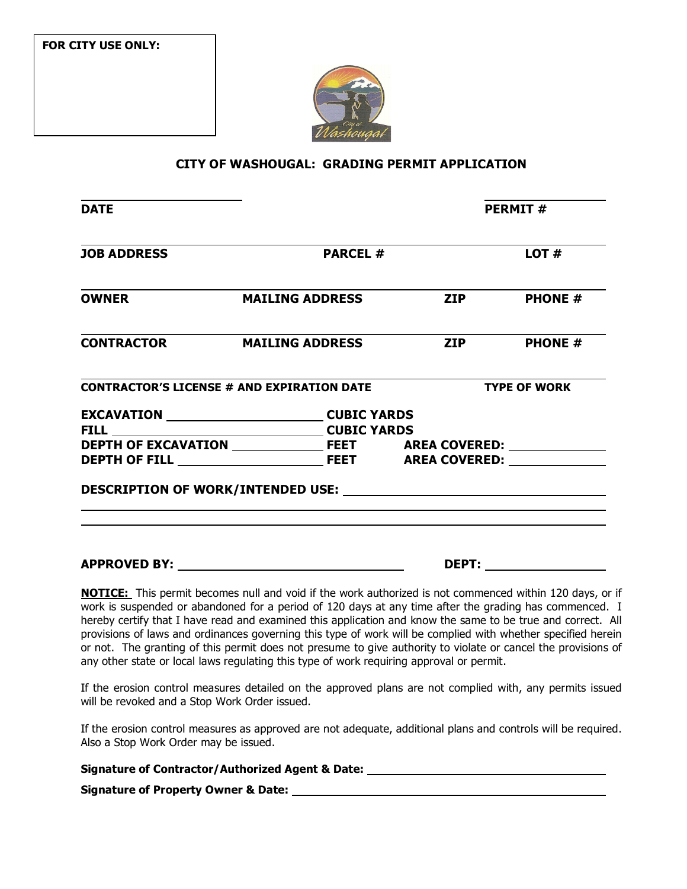**FOR CITY USE ONLY:**

## CITY OF WASHOUGAL: GRADING PERMIT APPLICATION

| DATE | | | PERMIT # |
|---|---|---|---|
| **JOB ADDRESS** | **PARCEL #** | | **LOT #** |
| **OWNER** | **MAILING ADDRESS** | **ZIP** | **PHONE #** |
| **CONTRACTOR** | **MAILING ADDRESS** | **ZIP** | **PHONE #** |
| **CONTRACTOR'S LICENSE # AND EXPIRATION DATE** | | | **TYPE OF WORK** |

**EXCAVATION** ______________________ **CUBIC YARDS**

**FILL** ______________________ **CUBIC YARDS**

**DEPTH OF EXCAVATION** ______________ **FEET** **AREA COVERED:** ______________

**DEPTH OF FILL** ______________________ **FEET** **AREA COVERED:** ______________

**DESCRIPTION OF WORK/INTENDED USE:** ______________________________________

______________________________________________________________________

______________________________________________________________________

**APPROVED BY:** ______________________________ **DEPT:** ________________

**NOTICE:** This permit becomes null and void if the work authorized is not commenced within 120 days, or if work is suspended or abandoned for a period of 120 days at any time after the grading has commenced. I hereby certify that I have read and examined this application and know the same to be true and correct. All provisions of laws and ordinances governing this type of work will be complied with whether specified herein or not. The granting of this permit does not presume to give authority to violate or cancel the provisions of any other state or local laws regulating this type of work requiring approval or permit.

If the erosion control measures detailed on the approved plans are not complied with, any permits issued will be revoked and a Stop Work Order issued.

If the erosion control measures as approved are not adequate, additional plans and controls will be required. Also a Stop Work Order may be issued.

**Signature of Contractor/Authorized Agent & Date:** ______________________________

**Signature of Property Owner & Date:** ______________________________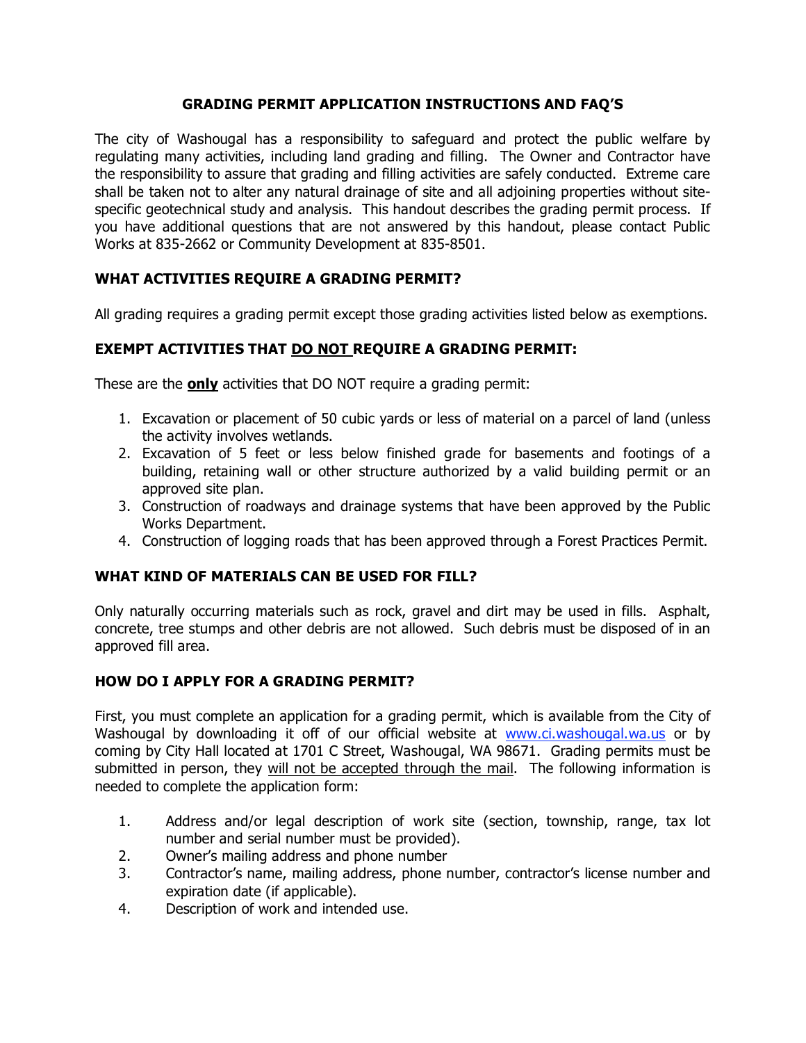## GRADING PERMIT APPLICATION INSTRUCTIONS AND FAQ'S

The city of Washougal has a responsibility to safeguard and protect the public welfare by regulating many activities, including land grading and filling. The Owner and Contractor have the responsibility to assure that grading and filling activities are safely conducted. Extreme care shall be taken not to alter any natural drainage of site and all adjoining properties without site-specific geotechnical study and analysis. This handout describes the grading permit process. If you have additional questions that are not answered by this handout, please contact Public Works at 835-2662 or Community Development at 835-8501.

### WHAT ACTIVITIES REQUIRE A GRADING PERMIT?

All grading requires a grading permit except those grading activities listed below as exemptions.

### EXEMPT ACTIVITIES THAT DO NOT REQUIRE A GRADING PERMIT:

These are the **only** activities that DO NOT require a grading permit:

1. Excavation or placement of 50 cubic yards or less of material on a parcel of land (unless the activity involves wetlands.
2. Excavation of 5 feet or less below finished grade for basements and footings of a building, retaining wall or other structure authorized by a valid building permit or an approved site plan.
3. Construction of roadways and drainage systems that have been approved by the Public Works Department.
4. Construction of logging roads that has been approved through a Forest Practices Permit.

### WHAT KIND OF MATERIALS CAN BE USED FOR FILL?

Only naturally occurring materials such as rock, gravel and dirt may be used in fills. Asphalt, concrete, tree stumps and other debris are not allowed. Such debris must be disposed of in an approved fill area.

### HOW DO I APPLY FOR A GRADING PERMIT?

First, you must complete an application for a grading permit, which is available from the City of Washougal by downloading it off of our official website at www.ci.washougal.wa.us or by coming by City Hall located at 1701 C Street, Washougal, WA 98671. Grading permits must be submitted in person, they will not be accepted through the mail. The following information is needed to complete the application form:

1. Address and/or legal description of work site (section, township, range, tax lot number and serial number must be provided).
2. Owner's mailing address and phone number
3. Contractor's name, mailing address, phone number, contractor's license number and expiration date (if applicable).
4. Description of work and intended use.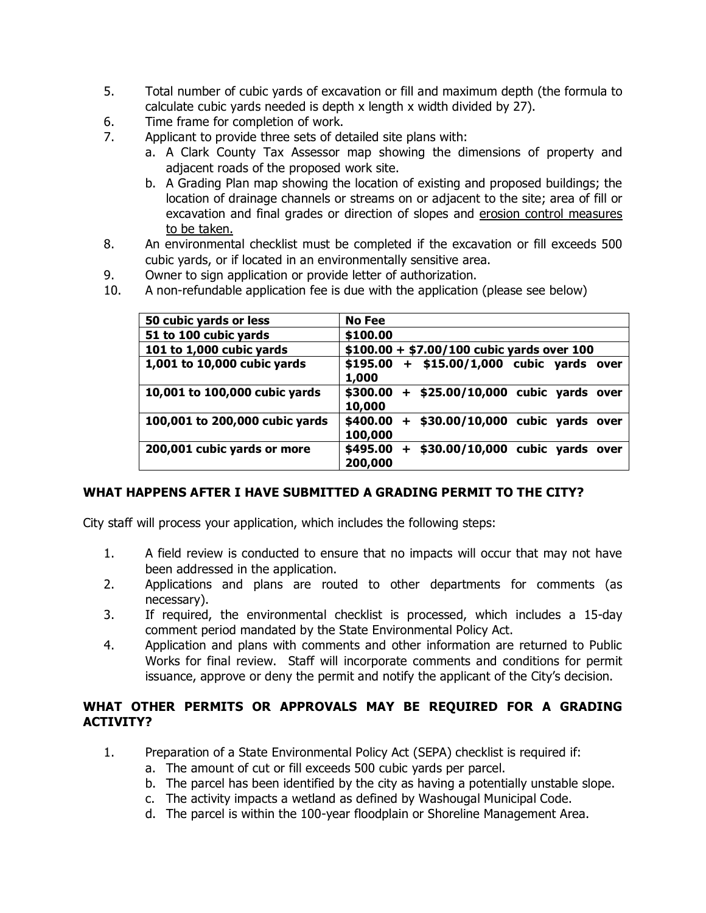5. Total number of cubic yards of excavation or fill and maximum depth (the formula to calculate cubic yards needed is depth x length x width divided by 27).
6. Time frame for completion of work.
7. Applicant to provide three sets of detailed site plans with:
   a. A Clark County Tax Assessor map showing the dimensions of property and adjacent roads of the proposed work site.
   b. A Grading Plan map showing the location of existing and proposed buildings; the location of drainage channels or streams on or adjacent to the site; area of fill or excavation and final grades or direction of slopes and <u>erosion control measures to be taken.</u>
8. An environmental checklist must be completed if the excavation or fill exceeds 500 cubic yards, or if located in an environmentally sensitive area.
9. Owner to sign application or provide letter of authorization.
10. A non-refundable application fee is due with the application (please see below)

| **50 cubic yards or less** | **No Fee** |
|---|---|
| **51 to 100 cubic yards** | **$100.00** |
| **101 to 1,000 cubic yards** | **$100.00 + $7.00/100 cubic yards over 100** |
| **1,001 to 10,000 cubic yards** | **$195.00 + $15.00/1,000 cubic yards over 1,000** |
| **10,001 to 100,000 cubic yards** | **$300.00 + $25.00/10,000 cubic yards over 10,000** |
| **100,001 to 200,000 cubic yards** | **$400.00 + $30.00/10,000 cubic yards over 100,000** |
| **200,001 cubic yards or more** | **$495.00 + $30.00/10,000 cubic yards over 200,000** |

## WHAT HAPPENS AFTER I HAVE SUBMITTED A GRADING PERMIT TO THE CITY?

City staff will process your application, which includes the following steps:

1. A field review is conducted to ensure that no impacts will occur that may not have been addressed in the application.
2. Applications and plans are routed to other departments for comments (as necessary).
3. If required, the environmental checklist is processed, which includes a 15-day comment period mandated by the State Environmental Policy Act.
4. Application and plans with comments and other information are returned to Public Works for final review. Staff will incorporate comments and conditions for permit issuance, approve or deny the permit and notify the applicant of the City's decision.

## WHAT OTHER PERMITS OR APPROVALS MAY BE REQUIRED FOR A GRADING ACTIVITY?

1. Preparation of a State Environmental Policy Act (SEPA) checklist is required if:
   a. The amount of cut or fill exceeds 500 cubic yards per parcel.
   b. The parcel has been identified by the city as having a potentially unstable slope.
   c. The activity impacts a wetland as defined by Washougal Municipal Code.
   d. The parcel is within the 100-year floodplain or Shoreline Management Area.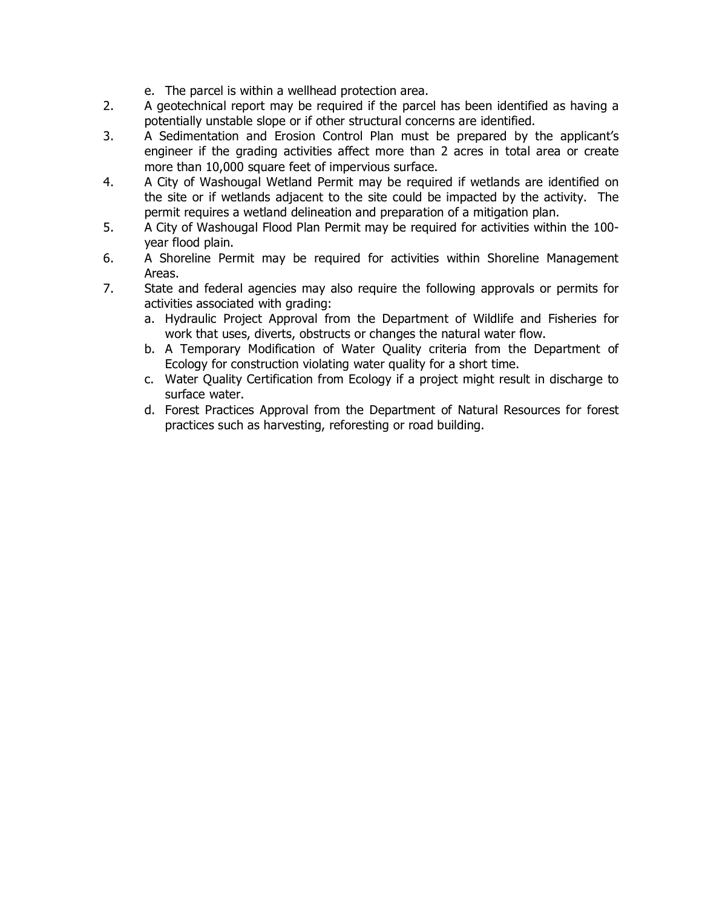e. The parcel is within a wellhead protection area.

2. A geotechnical report may be required if the parcel has been identified as having a potentially unstable slope or if other structural concerns are identified.
3. A Sedimentation and Erosion Control Plan must be prepared by the applicant's engineer if the grading activities affect more than 2 acres in total area or create more than 10,000 square feet of impervious surface.
4. A City of Washougal Wetland Permit may be required if wetlands are identified on the site or if wetlands adjacent to the site could be impacted by the activity. The permit requires a wetland delineation and preparation of a mitigation plan.
5. A City of Washougal Flood Plan Permit may be required for activities within the 100-year flood plain.
6. A Shoreline Permit may be required for activities within Shoreline Management Areas.
7. State and federal agencies may also require the following approvals or permits for activities associated with grading:
   a. Hydraulic Project Approval from the Department of Wildlife and Fisheries for work that uses, diverts, obstructs or changes the natural water flow.
   b. A Temporary Modification of Water Quality criteria from the Department of Ecology for construction violating water quality for a short time.
   c. Water Quality Certification from Ecology if a project might result in discharge to surface water.
   d. Forest Practices Approval from the Department of Natural Resources for forest practices such as harvesting, reforesting or road building.